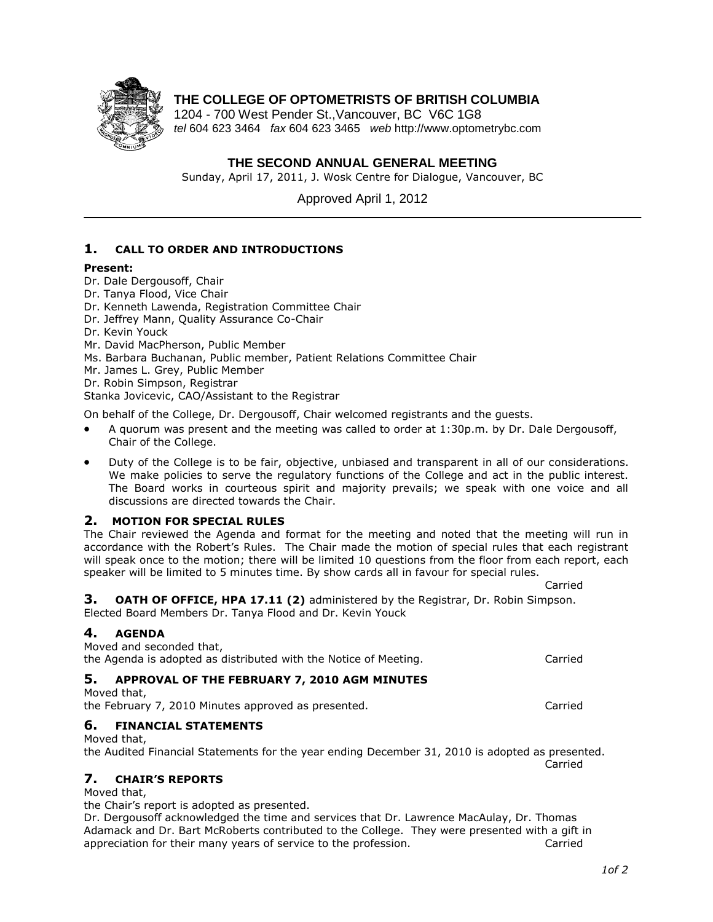**THE COLLEGE OF OPTOMETRISTS OF BRITISH COLUMBIA**
1204 - 700 West Pender St.,Vancouver, BC V6C 1G8
*tel* 604 623 3464 *fax* 604 623 3465 *web* http://www.optometrybc.com

# THE SECOND ANNUAL GENERAL MEETING

Sunday, April 17, 2011, J. Wosk Centre for Dialogue, Vancouver, BC

Approved April 1, 2012

## 1. CALL TO ORDER AND INTRODUCTIONS

**Present:**
Dr. Dale Dergousoff, Chair
Dr. Tanya Flood, Vice Chair
Dr. Kenneth Lawenda, Registration Committee Chair
Dr. Jeffrey Mann, Quality Assurance Co-Chair
Dr. Kevin Youck
Mr. David MacPherson, Public Member
Ms. Barbara Buchanan, Public member, Patient Relations Committee Chair
Mr. James L. Grey, Public Member
Dr. Robin Simpson, Registrar
Stanka Jovicevic, CAO/Assistant to the Registrar

On behalf of the College, Dr. Dergousoff, Chair welcomed registrants and the guests.

- A quorum was present and the meeting was called to order at 1:30p.m. by Dr. Dale Dergousoff, Chair of the College.
- Duty of the College is to be fair, objective, unbiased and transparent in all of our considerations. We make policies to serve the regulatory functions of the College and act in the public interest. The Board works in courteous spirit and majority prevails; we speak with one voice and all discussions are directed towards the Chair.

## 2. MOTION FOR SPECIAL RULES

The Chair reviewed the Agenda and format for the meeting and noted that the meeting will run in accordance with the Robert's Rules. The Chair made the motion of special rules that each registrant will speak once to the motion; there will be limited 10 questions from the floor from each report, each speaker will be limited to 5 minutes time. By show cards all in favour for special rules.

Carried

## 3. OATH OF OFFICE, HPA 17.11 (2) administered by the Registrar, Dr. Robin Simpson.

Elected Board Members Dr. Tanya Flood and Dr. Kevin Youck

## 4. AGENDA

Moved and seconded that,
the Agenda is adopted as distributed with the Notice of Meeting. Carried

## 5. APPROVAL OF THE FEBRUARY 7, 2010 AGM MINUTES

Moved that,
the February 7, 2010 Minutes approved as presented. Carried

## 6. FINANCIAL STATEMENTS

Moved that,
the Audited Financial Statements for the year ending December 31, 2010 is adopted as presented.

Carried

## 7. CHAIR'S REPORTS

Moved that,
the Chair's report is adopted as presented.
Dr. Dergousoff acknowledged the time and services that Dr. Lawrence MacAulay, Dr. Thomas Adamack and Dr. Bart McRoberts contributed to the College. They were presented with a gift in appreciation for their many years of service to the profession. Carried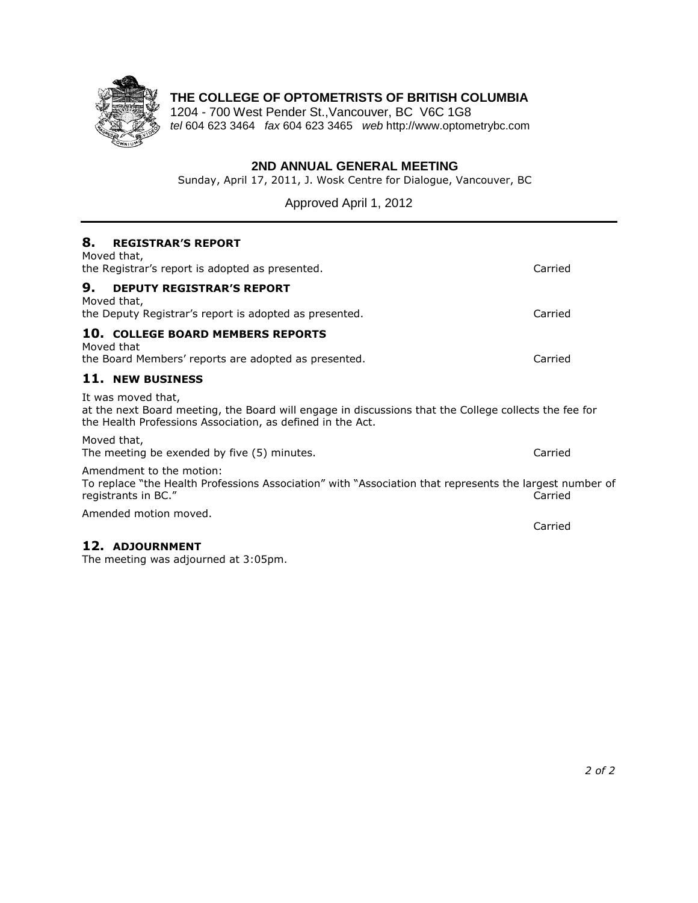**THE COLLEGE OF OPTOMETRISTS OF BRITISH COLUMBIA**
1204 - 700 West Pender St.,Vancouver, BC V6C 1G8
*tel* 604 623 3464 *fax* 604 623 3465 *web* http://www.optometrybc.com

# 2ND ANNUAL GENERAL MEETING

Sunday, April 17, 2011, J. Wosk Centre for Dialogue, Vancouver, BC

Approved April 1, 2012

---

## 8. REGISTRAR'S REPORT

Moved that,
the Registrar's report is adopted as presented. Carried

## 9. DEPUTY REGISTRAR'S REPORT

Moved that,
the Deputy Registrar's report is adopted as presented. Carried

## 10. COLLEGE BOARD MEMBERS REPORTS

Moved that
the Board Members' reports are adopted as presented. Carried

## 11. NEW BUSINESS

It was moved that,
at the next Board meeting, the Board will engage in discussions that the College collects the fee for the Health Professions Association, as defined in the Act.

Moved that,
The meeting be exended by five (5) minutes. Carried

Amendment to the motion:
To replace "the Health Professions Association" with "Association that represents the largest number of registrants in BC." Carried

Amended motion moved.
Carried

## 12. ADJOURNMENT

The meeting was adjourned at 3:05pm.